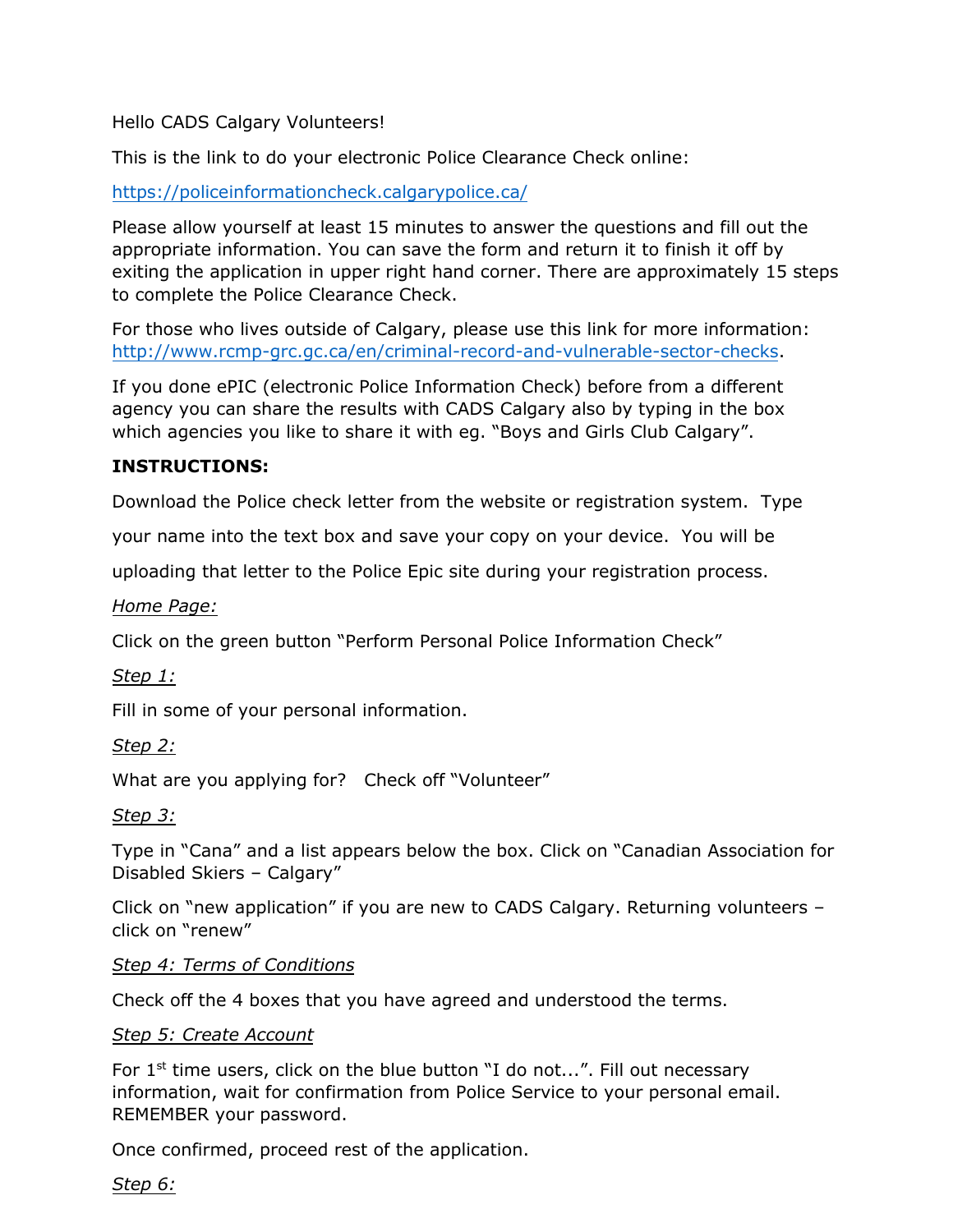Hello CADS Calgary Volunteers!

This is the link to do your electronic Police Clearance Check online:

[https://policeinformationcheck.calgarypolice.ca/](https://policeinformationcheck.calgarypolice.ca/)

Please allow yourself at least 15 minutes to answer the questions and fill out the appropriate information. You can save the form and return it to finish it off by exiting the application in upper right hand corner. There are approximately 15 steps to complete the Police Clearance Check.

For those who lives outside of Calgary, please use this link for more information: [http://www.rcmp-grc.gc.ca/en/criminal-record-and-vulnerable-sector-checks](http://www.rcmp-grc.gc.ca/en/criminal-record-and-vulnerable-sector-checks).

If you done ePIC (electronic Police Information Check) before from a different agency you can share the results with CADS Calgary also by typing in the box which agencies you like to share it with eg. "Boys and Girls Club Calgary".

**INSTRUCTIONS:**

Download the Police check letter from the website or registration system. Type your name into the text box and save your copy on your device. You will be uploading that letter to the Police Epic site during your registration process.

*Home Page:*

Click on the green button "Perform Personal Police Information Check"

*Step 1:*

Fill in some of your personal information.

*Step 2:*

What are you applying for? Check off "Volunteer"

*Step 3:*

Type in "Cana" and a list appears below the box. Click on "Canadian Association for Disabled Skiers – Calgary"

Click on "new application" if you are new to CADS Calgary. Returning volunteers – click on "renew"

*Step 4: Terms of Conditions*

Check off the 4 boxes that you have agreed and understood the terms.

*Step 5: Create Account*

For 1st time users, click on the blue button "I do not...". Fill out necessary information, wait for confirmation from Police Service to your personal email. REMEMBER your password.

Once confirmed, proceed rest of the application.

*Step 6:*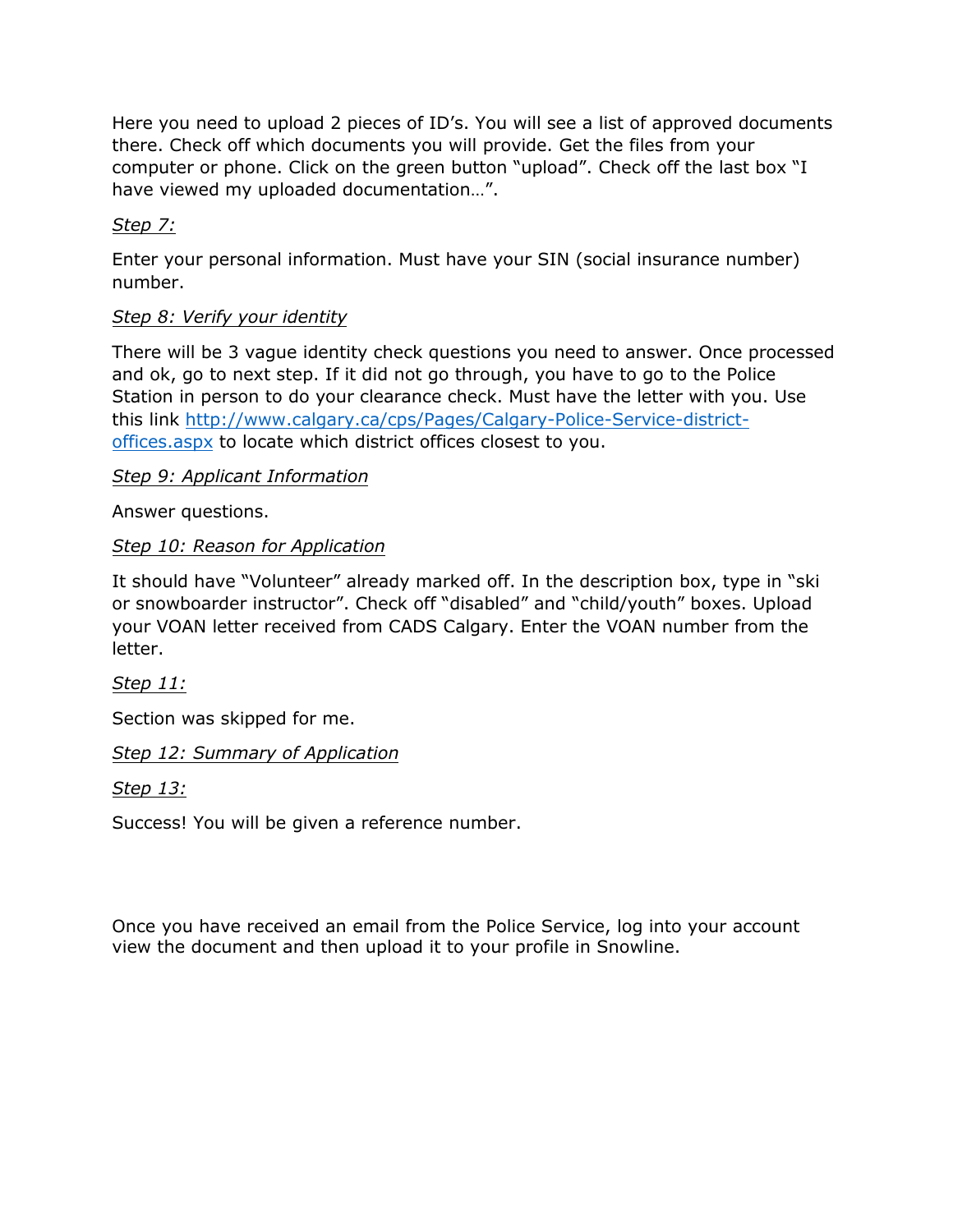Here you need to upload 2 pieces of ID's. You will see a list of approved documents there. Check off which documents you will provide. Get the files from your computer or phone. Click on the green button "upload". Check off the last box "I have viewed my uploaded documentation…".

*Step 7:*

Enter your personal information. Must have your SIN (social insurance number) number.

*Step 8: Verify your identity*

There will be 3 vague identity check questions you need to answer. Once processed and ok, go to next step. If it did not go through, you have to go to the Police Station in person to do your clearance check. Must have the letter with you. Use this link [http://www.calgary.ca/cps/Pages/Calgary-Police-Service-district-offices.aspx](http://www.calgary.ca/cps/Pages/Calgary-Police-Service-district-offices.aspx) to locate which district offices closest to you.

*Step 9: Applicant Information*

Answer questions.

*Step 10: Reason for Application*

It should have "Volunteer" already marked off. In the description box, type in "ski or snowboarder instructor". Check off "disabled" and "child/youth" boxes. Upload your VOAN letter received from CADS Calgary. Enter the VOAN number from the letter.

*Step 11:*

Section was skipped for me.

*Step 12: Summary of Application*

*Step 13:*

Success! You will be given a reference number.

Once you have received an email from the Police Service, log into your account view the document and then upload it to your profile in Snowline.